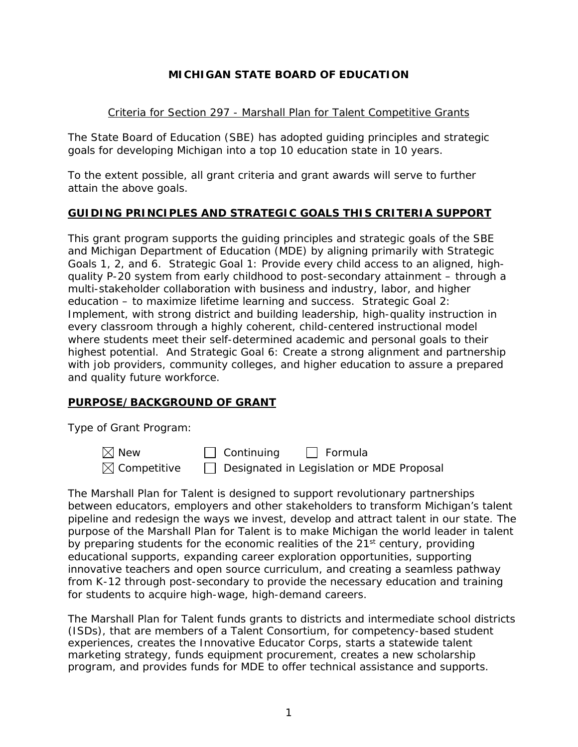# MICHIGAN STATE BOARD OF EDUCATION

Criteria for Section 297 - Marshall Plan for Talent Competitive Grants

The State Board of Education (SBE) has adopted guiding principles and strategic goals for developing Michigan into a top 10 education state in 10 years.

To the extent possible, all grant criteria and grant awards will serve to further attain the above goals.

## GUIDING PRINCIPLES AND STRATEGIC GOALS THIS CRITERIA SUPPORT

This grant program supports the guiding principles and strategic goals of the SBE and Michigan Department of Education (MDE) by aligning primarily with Strategic Goals 1, 2, and 6. Strategic Goal 1: Provide every child access to an aligned, high-quality P-20 system from early childhood to post-secondary attainment – through a multi-stakeholder collaboration with business and industry, labor, and higher education – to maximize lifetime learning and success. Strategic Goal 2: Implement, with strong district and building leadership, high-quality instruction in every classroom through a highly coherent, child-centered instructional model where students meet their self-determined academic and personal goals to their highest potential. And Strategic Goal 6: Create a strong alignment and partnership with job providers, community colleges, and higher education to assure a prepared and quality future workforce.

## PURPOSE/BACKGROUND OF GRANT

Type of Grant Program:

- ☒ New
- ☐ Continuing
- ☐ Formula
- ☒ Competitive
- ☐ Designated in Legislation or MDE Proposal

The Marshall Plan for Talent is designed to support revolutionary partnerships between educators, employers and other stakeholders to transform Michigan's talent pipeline and redesign the ways we invest, develop and attract talent in our state. The purpose of the Marshall Plan for Talent is to make Michigan the world leader in talent by preparing students for the economic realities of the 21st century, providing educational supports, expanding career exploration opportunities, supporting innovative teachers and open source curriculum, and creating a seamless pathway from K-12 through post-secondary to provide the necessary education and training for students to acquire high-wage, high-demand careers.

The Marshall Plan for Talent funds grants to districts and intermediate school districts (ISDs), that are members of a Talent Consortium, for competency-based student experiences, creates the Innovative Educator Corps, starts a statewide talent marketing strategy, funds equipment procurement, creates a new scholarship program, and provides funds for MDE to offer technical assistance and supports.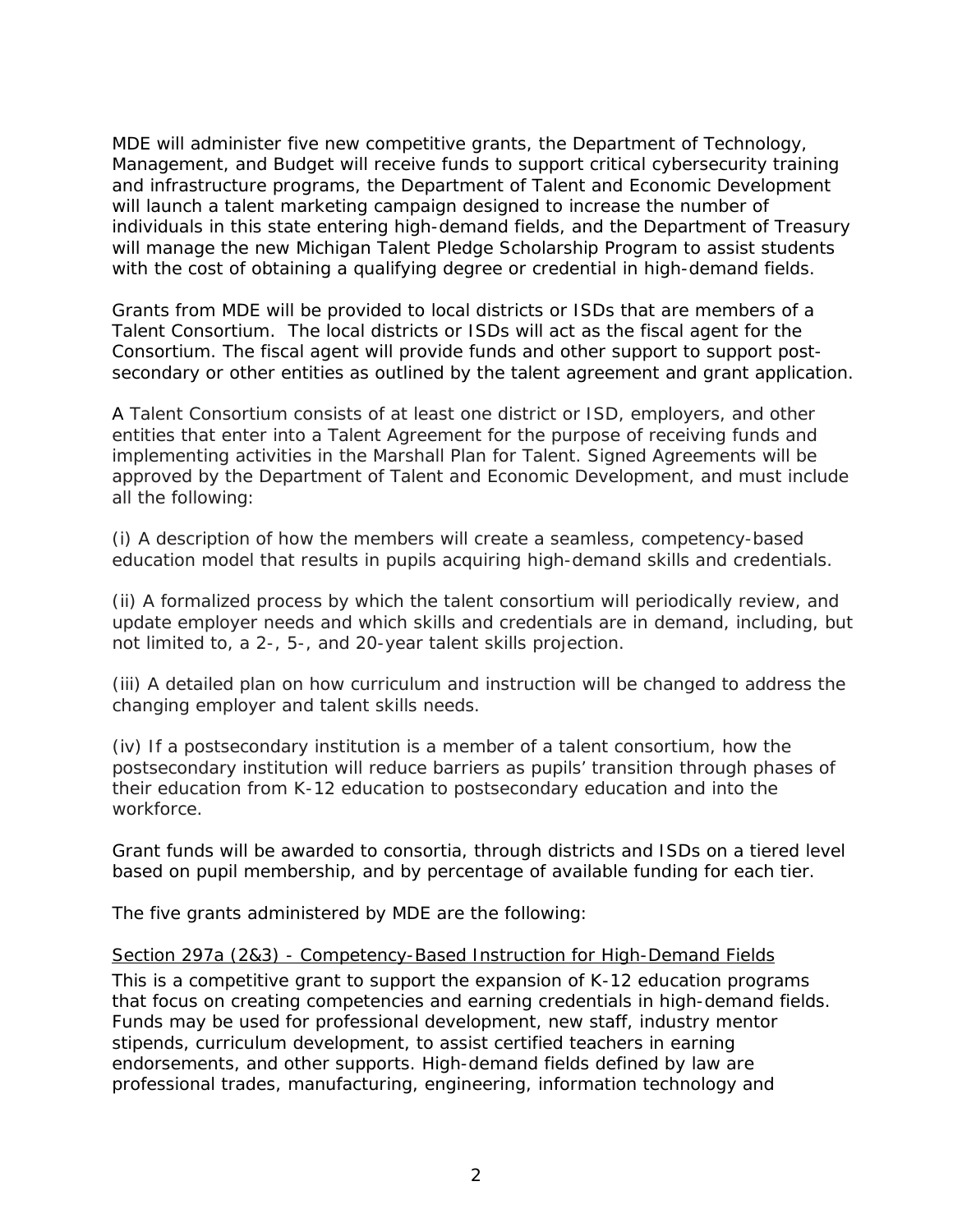MDE will administer five new competitive grants, the Department of Technology, Management, and Budget will receive funds to support critical cybersecurity training and infrastructure programs, the Department of Talent and Economic Development will launch a talent marketing campaign designed to increase the number of individuals in this state entering high-demand fields, and the Department of Treasury will manage the new Michigan Talent Pledge Scholarship Program to assist students with the cost of obtaining a qualifying degree or credential in high-demand fields.

Grants from MDE will be provided to local districts or ISDs that are members of a Talent Consortium. The local districts or ISDs will act as the fiscal agent for the Consortium. The fiscal agent will provide funds and other support to support post-secondary or other entities as outlined by the talent agreement and grant application.

A Talent Consortium consists of at least one district or ISD, employers, and other entities that enter into a Talent Agreement for the purpose of receiving funds and implementing activities in the Marshall Plan for Talent. Signed Agreements will be approved by the Department of Talent and Economic Development, and must include all the following:

(i) A description of how the members will create a seamless, competency-based education model that results in pupils acquiring high-demand skills and credentials.

(ii) A formalized process by which the talent consortium will periodically review, and update employer needs and which skills and credentials are in demand, including, but not limited to, a 2-, 5-, and 20-year talent skills projection.

(iii) A detailed plan on how curriculum and instruction will be changed to address the changing employer and talent skills needs.

(iv) If a postsecondary institution is a member of a talent consortium, how the postsecondary institution will reduce barriers as pupils' transition through phases of their education from K-12 education to postsecondary education and into the workforce.

Grant funds will be awarded to consortia, through districts and ISDs on a tiered level based on pupil membership, and by percentage of available funding for each tier.

The five grants administered by MDE are the following:

<u>Section 297a (2&3) - Competency-Based Instruction for High-Demand Fields</u>

This is a competitive grant to support the expansion of K-12 education programs that focus on creating competencies and earning credentials in high-demand fields. Funds may be used for professional development, new staff, industry mentor stipends, curriculum development, to assist certified teachers in earning endorsements, and other supports. High-demand fields defined by law are professional trades, manufacturing, engineering, information technology and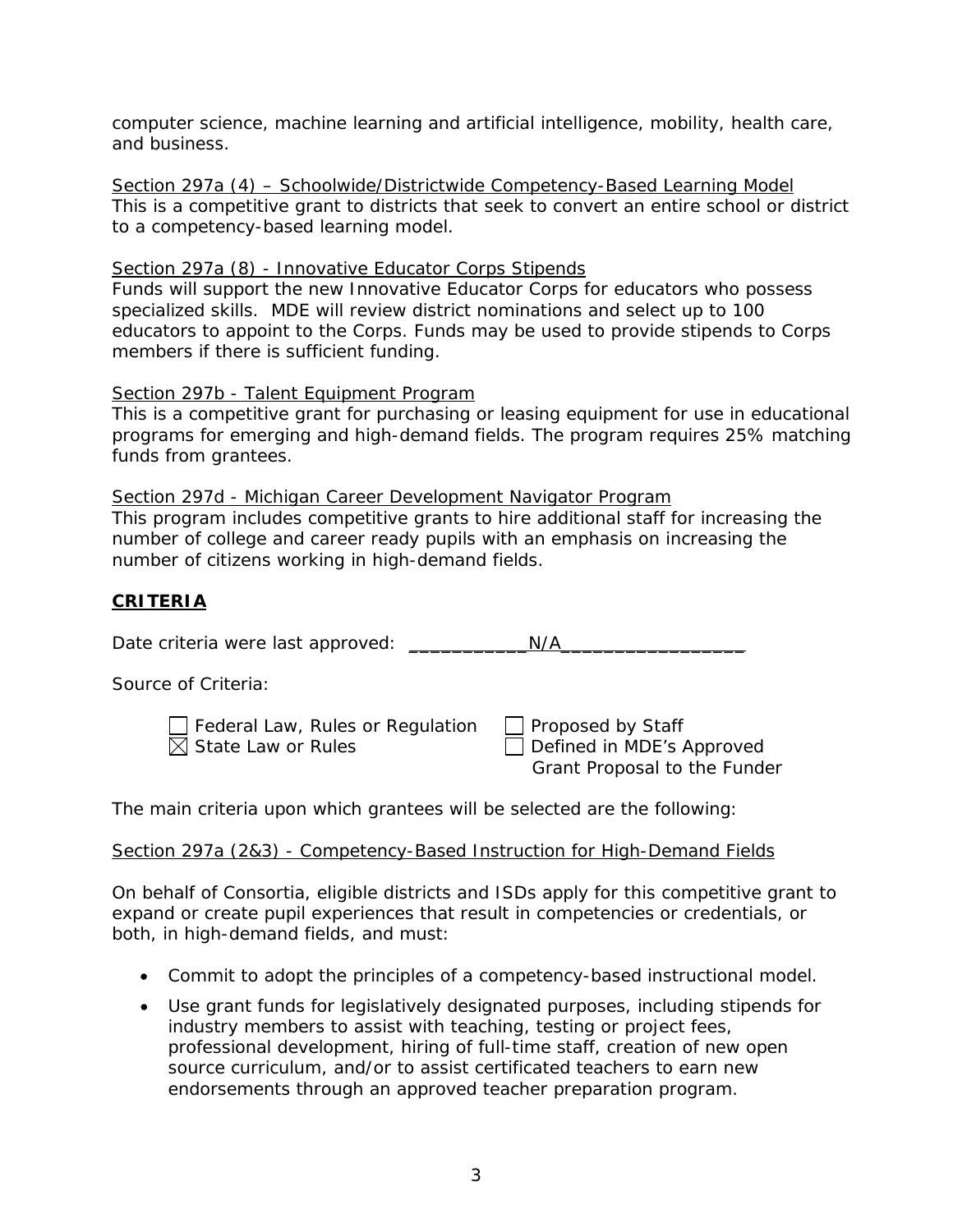computer science, machine learning and artificial intelligence, mobility, health care, and business.

Section 297a (4) – Schoolwide/Districtwide Competency-Based Learning Model
This is a competitive grant to districts that seek to convert an entire school or district to a competency-based learning model.

Section 297a (8) - Innovative Educator Corps Stipends
Funds will support the new Innovative Educator Corps for educators who possess specialized skills. MDE will review district nominations and select up to 100 educators to appoint to the Corps. Funds may be used to provide stipends to Corps members if there is sufficient funding.

Section 297b - Talent Equipment Program
This is a competitive grant for purchasing or leasing equipment for use in educational programs for emerging and high-demand fields. The program requires 25% matching funds from grantees.

Section 297d - Michigan Career Development Navigator Program
This program includes competitive grants to hire additional staff for increasing the number of college and career ready pupils with an emphasis on increasing the number of citizens working in high-demand fields.

## CRITERIA

Date criteria were last approved: ___________N/A_________________

Source of Criteria:

- ☐ Federal Law, Rules or Regulation
- ☒ State Law or Rules
- ☐ Proposed by Staff
- ☐ Defined in MDE's Approved Grant Proposal to the Funder

The main criteria upon which grantees will be selected are the following:

Section 297a (2&3) - Competency-Based Instruction for High-Demand Fields

On behalf of Consortia, eligible districts and ISDs apply for this competitive grant to expand or create pupil experiences that result in competencies or credentials, or both, in high-demand fields, and must:

- Commit to adopt the principles of a competency-based instructional model.
- Use grant funds for legislatively designated purposes, including stipends for industry members to assist with teaching, testing or project fees, professional development, hiring of full-time staff, creation of new open source curriculum, and/or to assist certificated teachers to earn new endorsements through an approved teacher preparation program.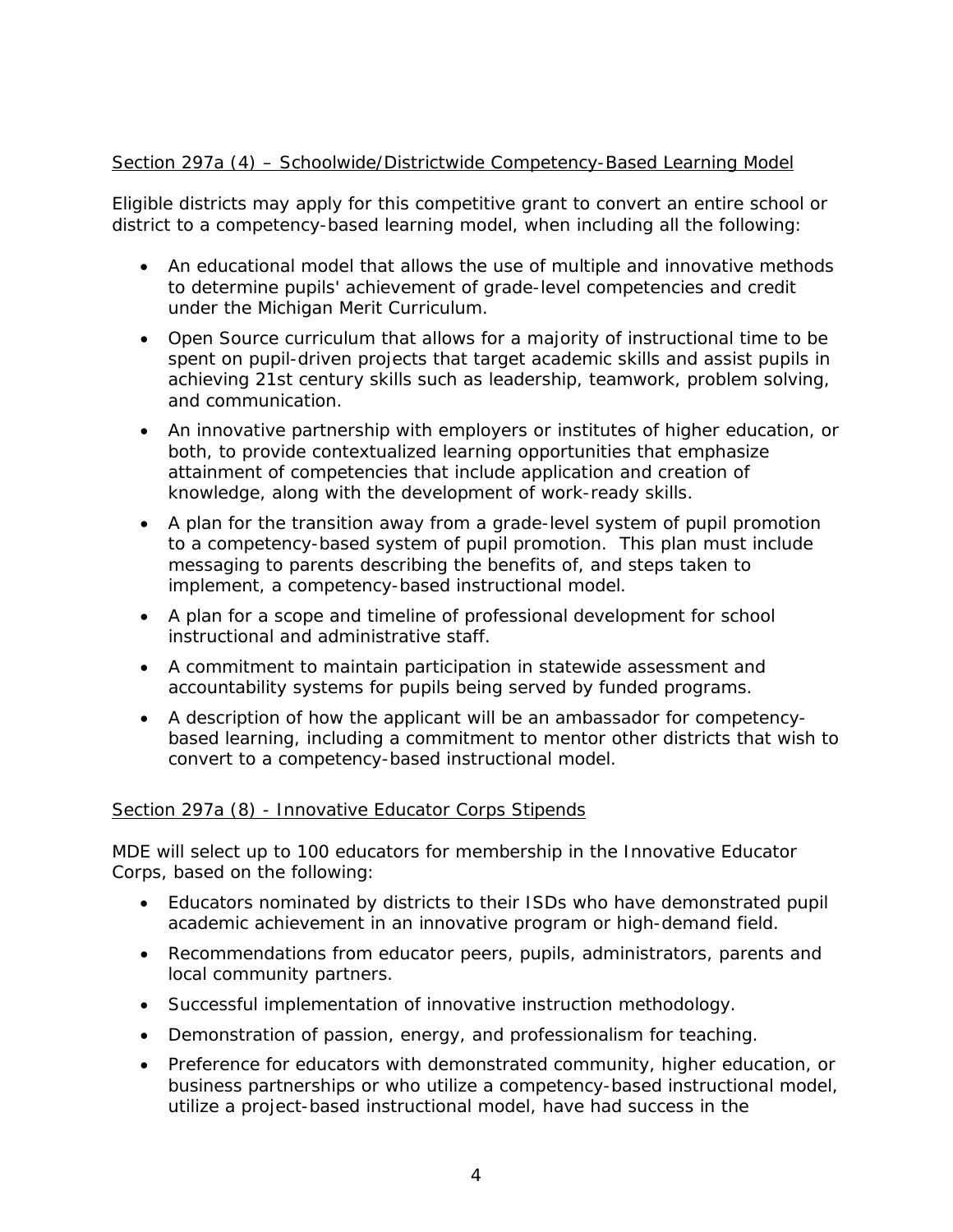<u>Section 297a (4) – Schoolwide/Districtwide Competency-Based Learning Model</u>

Eligible districts may apply for this competitive grant to convert an entire school or district to a competency-based learning model, when including all the following:

- An educational model that allows the use of multiple and innovative methods to determine pupils' achievement of grade-level competencies and credit under the Michigan Merit Curriculum.
- Open Source curriculum that allows for a majority of instructional time to be spent on pupil-driven projects that target academic skills and assist pupils in achieving 21st century skills such as leadership, teamwork, problem solving, and communication.
- An innovative partnership with employers or institutes of higher education, or both, to provide contextualized learning opportunities that emphasize attainment of competencies that include application and creation of knowledge, along with the development of work-ready skills.
- A plan for the transition away from a grade-level system of pupil promotion to a competency-based system of pupil promotion. This plan must include messaging to parents describing the benefits of, and steps taken to implement, a competency-based instructional model.
- A plan for a scope and timeline of professional development for school instructional and administrative staff.
- A commitment to maintain participation in statewide assessment and accountability systems for pupils being served by funded programs.
- A description of how the applicant will be an ambassador for competency-based learning, including a commitment to mentor other districts that wish to convert to a competency-based instructional model.

<u>Section 297a (8) - Innovative Educator Corps Stipends</u>

MDE will select up to 100 educators for membership in the Innovative Educator Corps, based on the following:

- Educators nominated by districts to their ISDs who have demonstrated pupil academic achievement in an innovative program or high-demand field.
- Recommendations from educator peers, pupils, administrators, parents and local community partners.
- Successful implementation of innovative instruction methodology.
- Demonstration of passion, energy, and professionalism for teaching.
- Preference for educators with demonstrated community, higher education, or business partnerships or who utilize a competency-based instructional model, utilize a project-based instructional model, have had success in the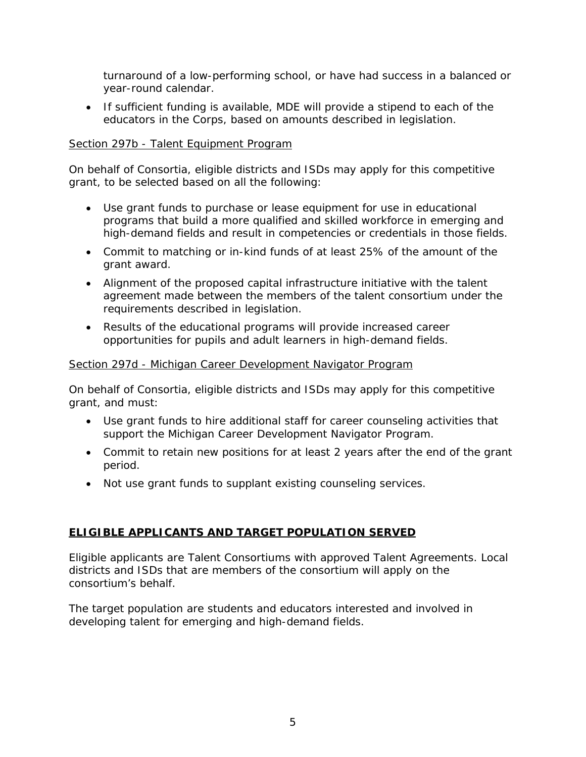turnaround of a low-performing school, or have had success in a balanced or year-round calendar.

- If sufficient funding is available, MDE will provide a stipend to each of the educators in the Corps, based on amounts described in legislation.

<u>Section 297b - Talent Equipment Program</u>

On behalf of Consortia, eligible districts and ISDs may apply for this competitive grant, to be selected based on all the following:

- Use grant funds to purchase or lease equipment for use in educational programs that build a more qualified and skilled workforce in emerging and high-demand fields and result in competencies or credentials in those fields.
- Commit to matching or in-kind funds of at least 25% of the amount of the grant award.
- Alignment of the proposed capital infrastructure initiative with the talent agreement made between the members of the talent consortium under the requirements described in legislation.
- Results of the educational programs will provide increased career opportunities for pupils and adult learners in high-demand fields.

<u>Section 297d - Michigan Career Development Navigator Program</u>

On behalf of Consortia, eligible districts and ISDs may apply for this competitive grant, and must:

- Use grant funds to hire additional staff for career counseling activities that support the Michigan Career Development Navigator Program.
- Commit to retain new positions for at least 2 years after the end of the grant period.
- Not use grant funds to supplant existing counseling services.

## ELIGIBLE APPLICANTS AND TARGET POPULATION SERVED

Eligible applicants are Talent Consortiums with approved Talent Agreements. Local districts and ISDs that are members of the consortium will apply on the consortium's behalf.

The target population are students and educators interested and involved in developing talent for emerging and high-demand fields.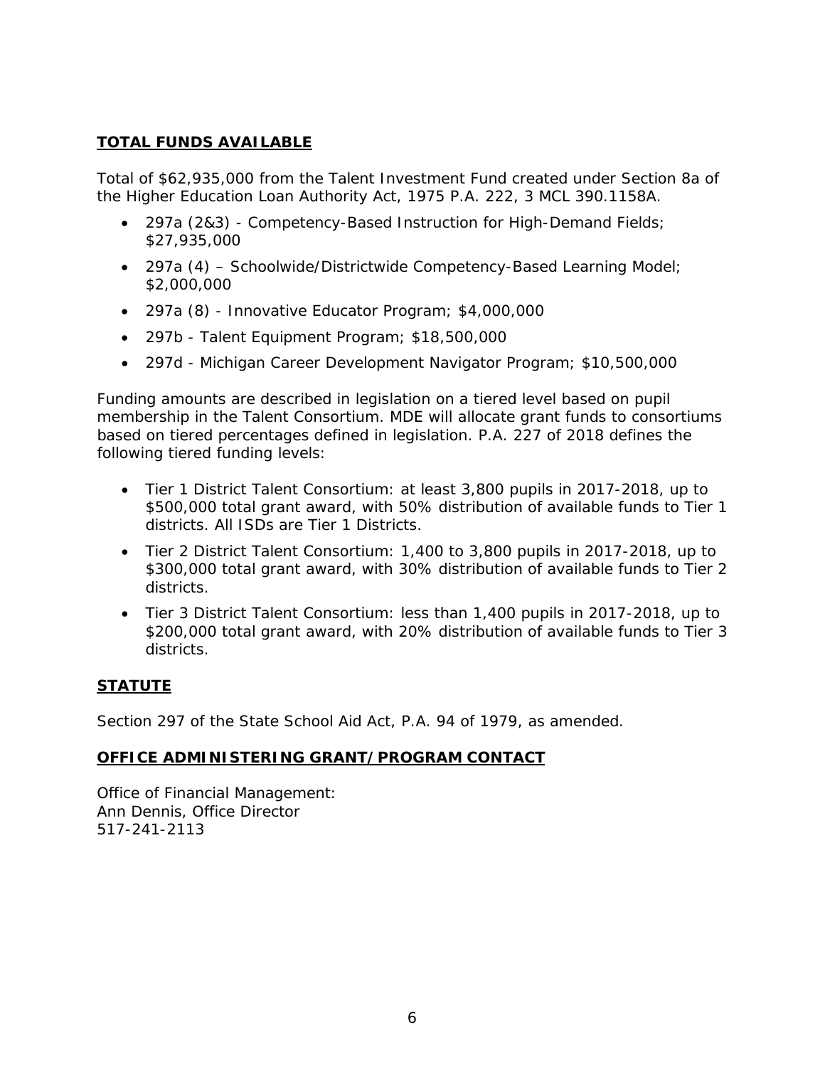## TOTAL FUNDS AVAILABLE

Total of $62,935,000 from the Talent Investment Fund created under Section 8a of the Higher Education Loan Authority Act, 1975 P.A. 222, 3 MCL 390.1158A.

- 297a (2&3) - Competency-Based Instruction for High-Demand Fields; $27,935,000
- 297a (4) – Schoolwide/Districtwide Competency-Based Learning Model; $2,000,000
- 297a (8) - Innovative Educator Program; $4,000,000
- 297b - Talent Equipment Program; $18,500,000
- 297d - Michigan Career Development Navigator Program; $10,500,000

Funding amounts are described in legislation on a tiered level based on pupil membership in the Talent Consortium. MDE will allocate grant funds to consortiums based on tiered percentages defined in legislation. P.A. 227 of 2018 defines the following tiered funding levels:

- Tier 1 District Talent Consortium: at least 3,800 pupils in 2017-2018, up to $500,000 total grant award, with 50% distribution of available funds to Tier 1 districts. All ISDs are Tier 1 Districts.
- Tier 2 District Talent Consortium: 1,400 to 3,800 pupils in 2017-2018, up to $300,000 total grant award, with 30% distribution of available funds to Tier 2 districts.
- Tier 3 District Talent Consortium: less than 1,400 pupils in 2017-2018, up to $200,000 total grant award, with 20% distribution of available funds to Tier 3 districts.

## STATUTE

Section 297 of the State School Aid Act, P.A. 94 of 1979, as amended.

## OFFICE ADMINISTERING GRANT/PROGRAM CONTACT

Office of Financial Management:
Ann Dennis, Office Director
517-241-2113